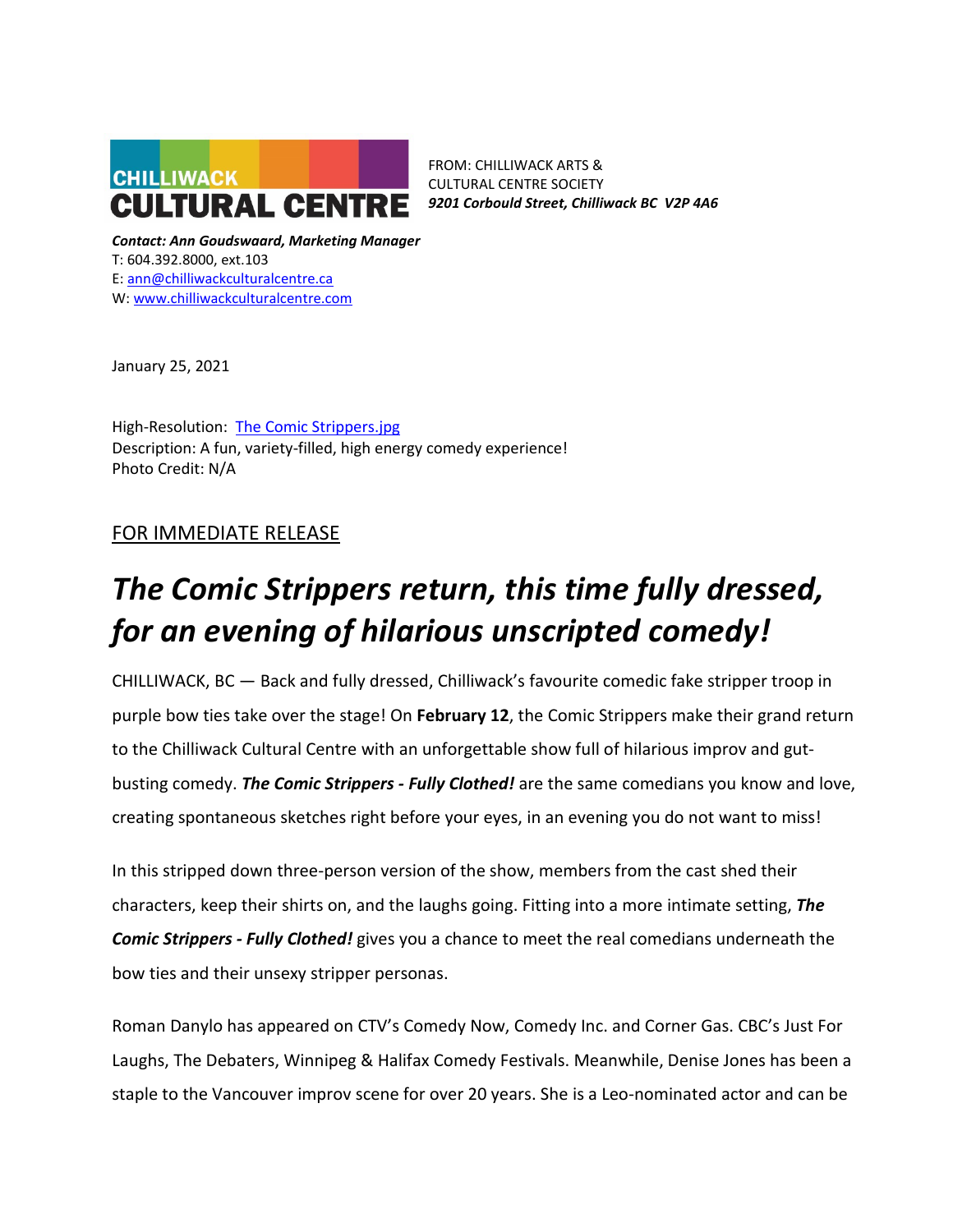CHILLIWACK CULTURAL CENTRE

FROM: CHILLIWACK ARTS & CULTURAL CENTRE SOCIETY
***9201 Corbould Street, Chilliwack BC V2P 4A6***

***Contact: Ann Goudswaard, Marketing Manager***
T: 604.392.8000, ext.103
E: ann@chilliwackculturalcentre.ca
W: www.chilliwackculturalcentre.com

January 25, 2021

High-Resolution: The Comic Strippers.jpg
Description: A fun, variety-filled, high energy comedy experience!
Photo Credit: N/A

FOR IMMEDIATE RELEASE

# *The Comic Strippers return, this time fully dressed, for an evening of hilarious unscripted comedy!*

CHILLIWACK, BC — Back and fully dressed, Chilliwack's favourite comedic fake stripper troop in purple bow ties take over the stage! On **February 12**, the Comic Strippers make their grand return to the Chilliwack Cultural Centre with an unforgettable show full of hilarious improv and gut-busting comedy. ***The Comic Strippers - Fully Clothed!*** are the same comedians you know and love, creating spontaneous sketches right before your eyes, in an evening you do not want to miss!

In this stripped down three-person version of the show, members from the cast shed their characters, keep their shirts on, and the laughs going. Fitting into a more intimate setting, ***The Comic Strippers - Fully Clothed!*** gives you a chance to meet the real comedians underneath the bow ties and their unsexy stripper personas.

Roman Danylo has appeared on CTV's Comedy Now, Comedy Inc. and Corner Gas. CBC's Just For Laughs, The Debaters, Winnipeg & Halifax Comedy Festivals. Meanwhile, Denise Jones has been a staple to the Vancouver improv scene for over 20 years. She is a Leo-nominated actor and can be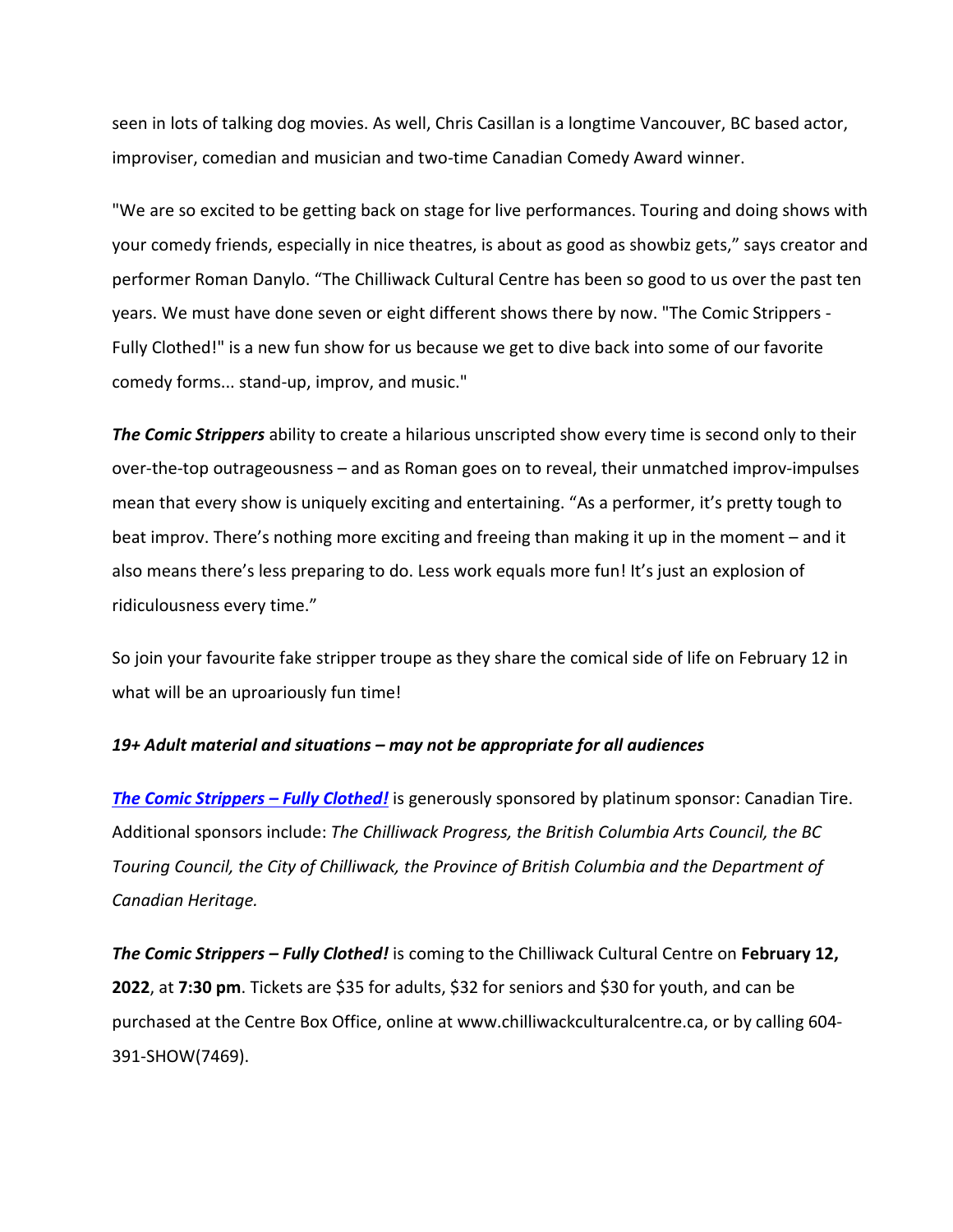seen in lots of talking dog movies. As well, Chris Casillan is a longtime Vancouver, BC based actor, improviser, comedian and musician and two-time Canadian Comedy Award winner.

"We are so excited to be getting back on stage for live performances. Touring and doing shows with your comedy friends, especially in nice theatres, is about as good as showbiz gets," says creator and performer Roman Danylo. "The Chilliwack Cultural Centre has been so good to us over the past ten years. We must have done seven or eight different shows there by now. "The Comic Strippers - Fully Clothed!" is a new fun show for us because we get to dive back into some of our favorite comedy forms... stand-up, improv, and music."

***The Comic Strippers*** ability to create a hilarious unscripted show every time is second only to their over-the-top outrageousness – and as Roman goes on to reveal, their unmatched improv-impulses mean that every show is uniquely exciting and entertaining. "As a performer, it's pretty tough to beat improv. There's nothing more exciting and freeing than making it up in the moment – and it also means there's less preparing to do. Less work equals more fun! It's just an explosion of ridiculousness every time."

So join your favourite fake stripper troupe as they share the comical side of life on February 12 in what will be an uproariously fun time!

***19+ Adult material and situations – may not be appropriate for all audiences***

***The Comic Strippers – Fully Clothed!*** is generously sponsored by platinum sponsor: Canadian Tire. Additional sponsors include: *The Chilliwack Progress, the British Columbia Arts Council, the BC Touring Council, the City of Chilliwack, the Province of British Columbia and the Department of Canadian Heritage.*

***The Comic Strippers – Fully Clothed!*** is coming to the Chilliwack Cultural Centre on **February 12, 2022**, at **7:30 pm**. Tickets are $35 for adults, $32 for seniors and $30 for youth, and can be purchased at the Centre Box Office, online at www.chilliwackculturalcentre.ca, or by calling 604-391-SHOW(7469).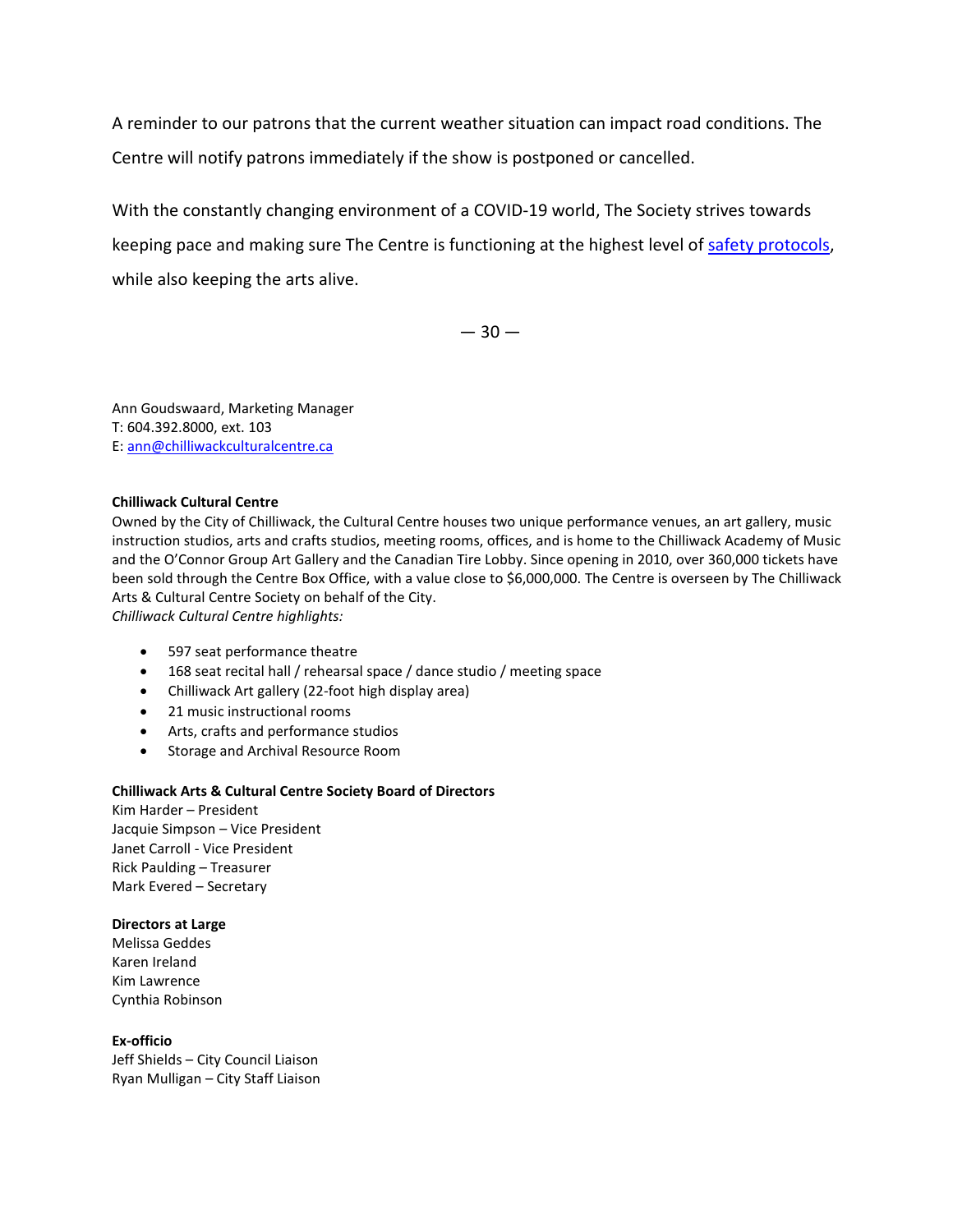A reminder to our patrons that the current weather situation can impact road conditions. The Centre will notify patrons immediately if the show is postponed or cancelled.

With the constantly changing environment of a COVID-19 world, The Society strives towards keeping pace and making sure The Centre is functioning at the highest level of [safety protocols](), while also keeping the arts alive.

— 30 —

Ann Goudswaard, Marketing Manager
T: 604.392.8000, ext. 103
E: [ann@chilliwackculturalcentre.ca](mailto:ann@chilliwackculturalcentre.ca)

**Chilliwack Cultural Centre**
Owned by the City of Chilliwack, the Cultural Centre houses two unique performance venues, an art gallery, music instruction studios, arts and crafts studios, meeting rooms, offices, and is home to the Chilliwack Academy of Music and the O'Connor Group Art Gallery and the Canadian Tire Lobby. Since opening in 2010, over 360,000 tickets have been sold through the Centre Box Office, with a value close to $6,000,000. The Centre is overseen by The Chilliwack Arts & Cultural Centre Society on behalf of the City.
*Chilliwack Cultural Centre highlights:*

- 597 seat performance theatre
- 168 seat recital hall / rehearsal space / dance studio / meeting space
- Chilliwack Art gallery (22-foot high display area)
- 21 music instructional rooms
- Arts, crafts and performance studios
- Storage and Archival Resource Room

**Chilliwack Arts & Cultural Centre Society Board of Directors**
Kim Harder – President
Jacquie Simpson – Vice President
Janet Carroll - Vice President
Rick Paulding – Treasurer
Mark Evered – Secretary

**Directors at Large**
Melissa Geddes
Karen Ireland
Kim Lawrence
Cynthia Robinson

**Ex-officio**
Jeff Shields – City Council Liaison
Ryan Mulligan – City Staff Liaison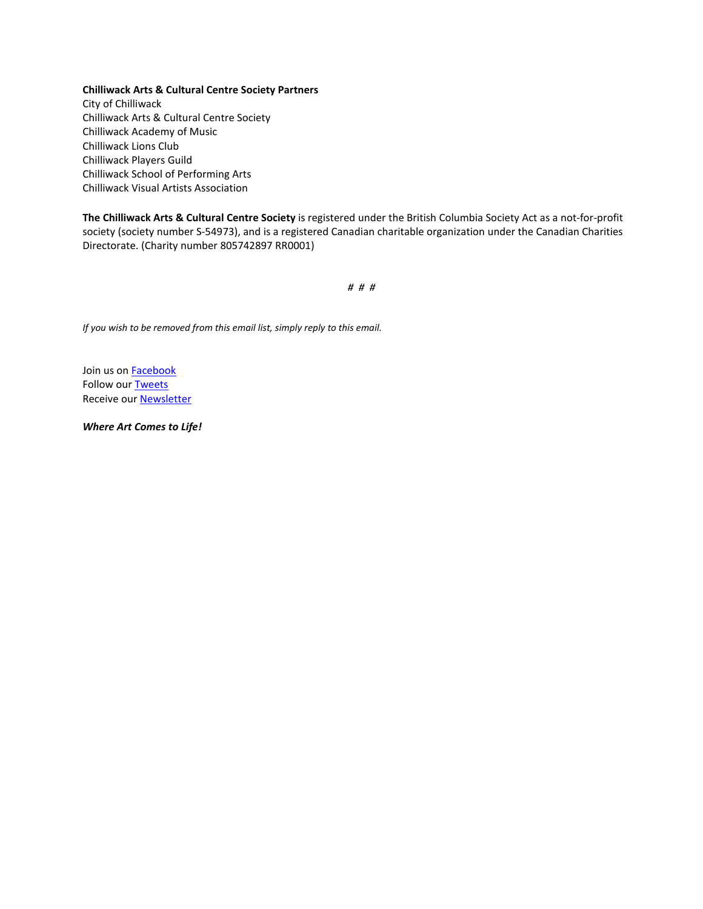**Chilliwack Arts & Cultural Centre Society Partners**
City of Chilliwack
Chilliwack Arts & Cultural Centre Society
Chilliwack Academy of Music
Chilliwack Lions Club
Chilliwack Players Guild
Chilliwack School of Performing Arts
Chilliwack Visual Artists Association

**The Chilliwack Arts & Cultural Centre Society** is registered under the British Columbia Society Act as a not-for-profit society (society number S-54973), and is a registered Canadian charitable organization under the Canadian Charities Directorate. (Charity number 805742897 RR0001)

# # #

*If you wish to be removed from this email list, simply reply to this email.*

Join us on Facebook
Follow our Tweets
Receive our Newsletter

***Where Art Comes to Life!***